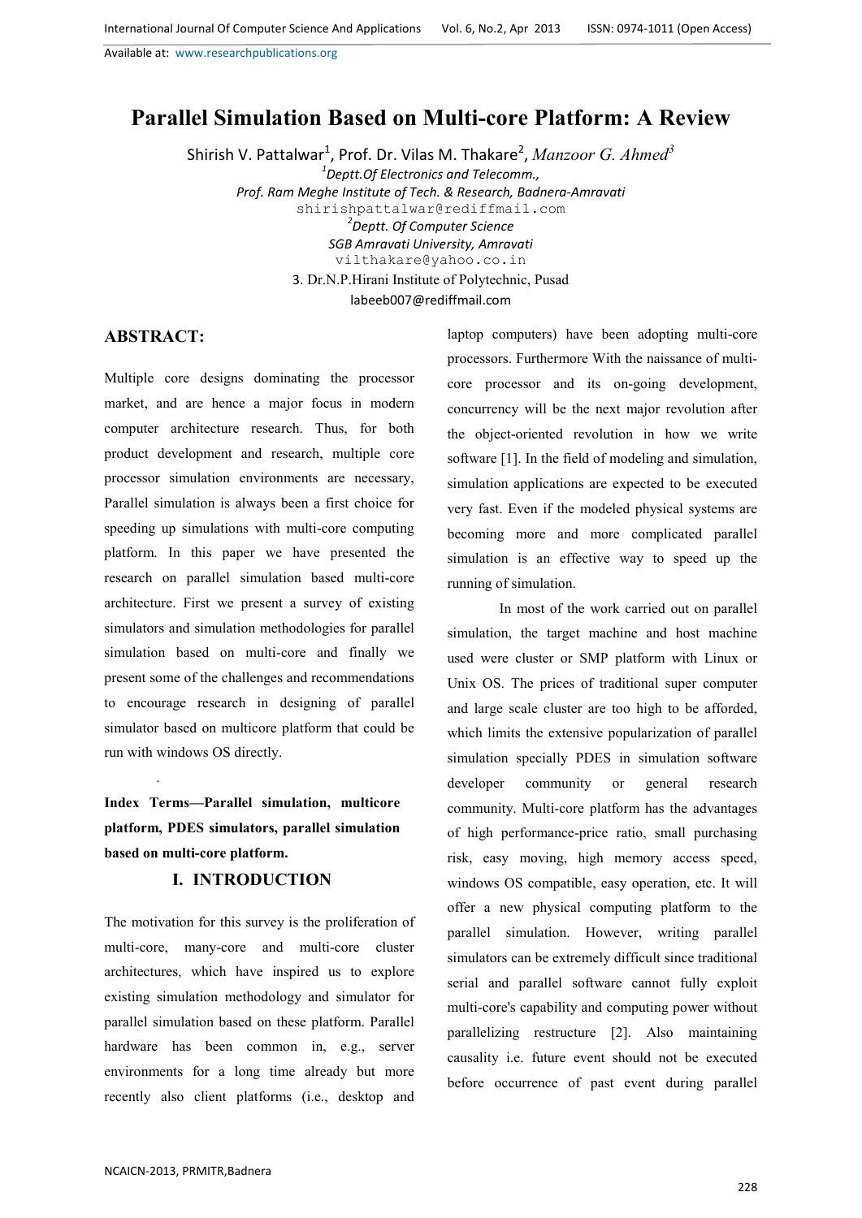# Parallel Simulation Based on Multi-core Platform: A Review

Shirish V. Pattalwar[1], Prof. Dr. Vilas M. Thakare[2], *Manzoor G. Ahmed*[3]

[1]*Deptt.Of Electronics and Telecomm.,*
*Prof. Ram Meghe Institute of Tech. & Research, Badnera-Amravati*
shirishpattalwar@rediffmail.com

[2]*Deptt. Of Computer Science*
*SGB Amravati University, Amravati*
vilthakare@yahoo.co.in

3. Dr.N.P.Hirani Institute of Polytechnic, Pusad
labeeb007@rediffmail.com

## ABSTRACT:

Multiple core designs dominating the processor market, and are hence a major focus in modern computer architecture research. Thus, for both product development and research, multiple core processor simulation environments are necessary, Parallel simulation is always been a first choice for speeding up simulations with multi-core computing platform. In this paper we have presented the research on parallel simulation based multi-core architecture. First we present a survey of existing simulators and simulation methodologies for parallel simulation based on multi-core and finally we present some of the challenges and recommendations to encourage research in designing of parallel simulator based on multicore platform that could be run with windows OS directly.

**Index Terms—Parallel simulation, multicore platform, PDES simulators, parallel simulation based on multi-core platform.**

## I. INTRODUCTION

The motivation for this survey is the proliferation of multi-core, many-core and multi-core cluster architectures, which have inspired us to explore existing simulation methodology and simulator for parallel simulation based on these platform. Parallel hardware has been common in, e.g., server environments for a long time already but more recently also client platforms (i.e., desktop and laptop computers) have been adopting multi-core processors. Furthermore With the naissance of multi-core processor and its on-going development, concurrency will be the next major revolution after the object-oriented revolution in how we write software [1]. In the field of modeling and simulation, simulation applications are expected to be executed very fast. Even if the modeled physical systems are becoming more and more complicated parallel simulation is an effective way to speed up the running of simulation.

In most of the work carried out on parallel simulation, the target machine and host machine used were cluster or SMP platform with Linux or Unix OS. The prices of traditional super computer and large scale cluster are too high to be afforded, which limits the extensive popularization of parallel simulation specially PDES in simulation software developer community or general research community. Multi-core platform has the advantages of high performance-price ratio, small purchasing risk, easy moving, high memory access speed, windows OS compatible, easy operation, etc. It will offer a new physical computing platform to the parallel simulation. However, writing parallel simulators can be extremely difficult since traditional serial and parallel software cannot fully exploit multi-core's capability and computing power without parallelizing restructure [2]. Also maintaining causality i.e. future event should not be executed before occurrence of past event during parallel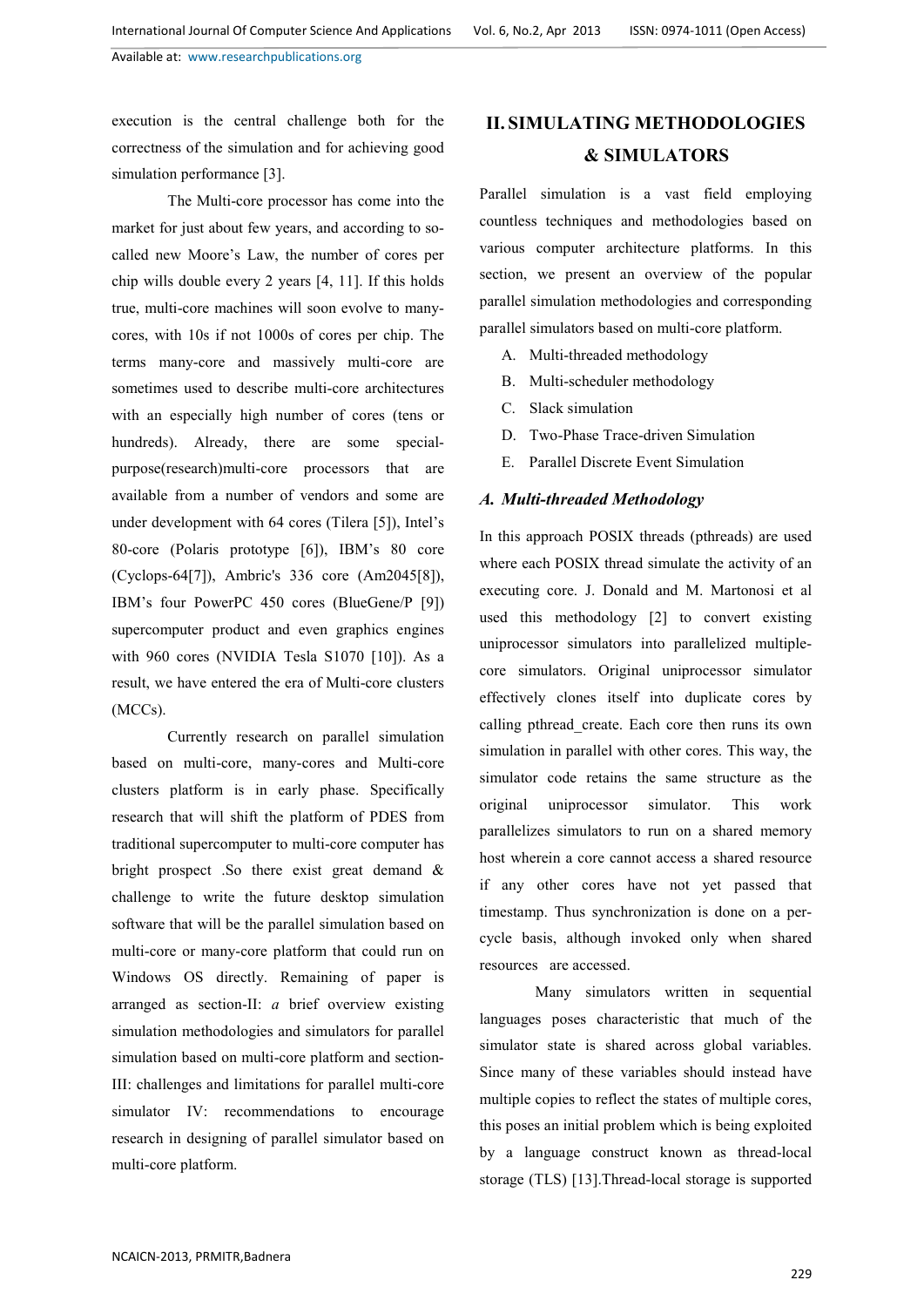execution is the central challenge both for the correctness of the simulation and for achieving good simulation performance [3].

The Multi-core processor has come into the market for just about few years, and according to so-called new Moore's Law, the number of cores per chip wills double every 2 years [4, 11]. If this holds true, multi-core machines will soon evolve to many-cores, with 10s if not 1000s of cores per chip. The terms many-core and massively multi-core are sometimes used to describe multi-core architectures with an especially high number of cores (tens or hundreds). Already, there are some special-purpose(research)multi-core processors that are available from a number of vendors and some are under development with 64 cores (Tilera [5]), Intel's 80-core (Polaris prototype [6]), IBM's 80 core (Cyclops-64[7]), Ambric's 336 core (Am2045[8]), IBM's four PowerPC 450 cores (BlueGene/P [9]) supercomputer product and even graphics engines with 960 cores (NVIDIA Tesla S1070 [10]). As a result, we have entered the era of Multi-core clusters (MCCs).

Currently research on parallel simulation based on multi-core, many-cores and Multi-core clusters platform is in early phase. Specifically research that will shift the platform of PDES from traditional supercomputer to multi-core computer has bright prospect .So there exist great demand & challenge to write the future desktop simulation software that will be the parallel simulation based on multi-core or many-core platform that could run on Windows OS directly. Remaining of paper is arranged as section-II: *a* brief overview existing simulation methodologies and simulators for parallel simulation based on multi-core platform and section-III: challenges and limitations for parallel multi-core simulator IV: recommendations to encourage research in designing of parallel simulator based on multi-core platform.

## II. SIMULATING METHODOLOGIES & SIMULATORS

Parallel simulation is a vast field employing countless techniques and methodologies based on various computer architecture platforms. In this section, we present an overview of the popular parallel simulation methodologies and corresponding parallel simulators based on multi-core platform.

A. Multi-threaded methodology
B. Multi-scheduler methodology
C. Slack simulation
D. Two-Phase Trace-driven Simulation
E. Parallel Discrete Event Simulation

### *A. Multi-threaded Methodology*

In this approach POSIX threads (pthreads) are used where each POSIX thread simulate the activity of an executing core. J. Donald and M. Martonosi et al used this methodology [2] to convert existing uniprocessor simulators into parallelized multiple-core simulators. Original uniprocessor simulator effectively clones itself into duplicate cores by calling pthread_create. Each core then runs its own simulation in parallel with other cores. This way, the simulator code retains the same structure as the original uniprocessor simulator. This work parallelizes simulators to run on a shared memory host wherein a core cannot access a shared resource if any other cores have not yet passed that timestamp. Thus synchronization is done on a per-cycle basis, although invoked only when shared resources are accessed.

Many simulators written in sequential languages poses characteristic that much of the simulator state is shared across global variables. Since many of these variables should instead have multiple copies to reflect the states of multiple cores, this poses an initial problem which is being exploited by a language construct known as thread-local storage (TLS) [13].Thread-local storage is supported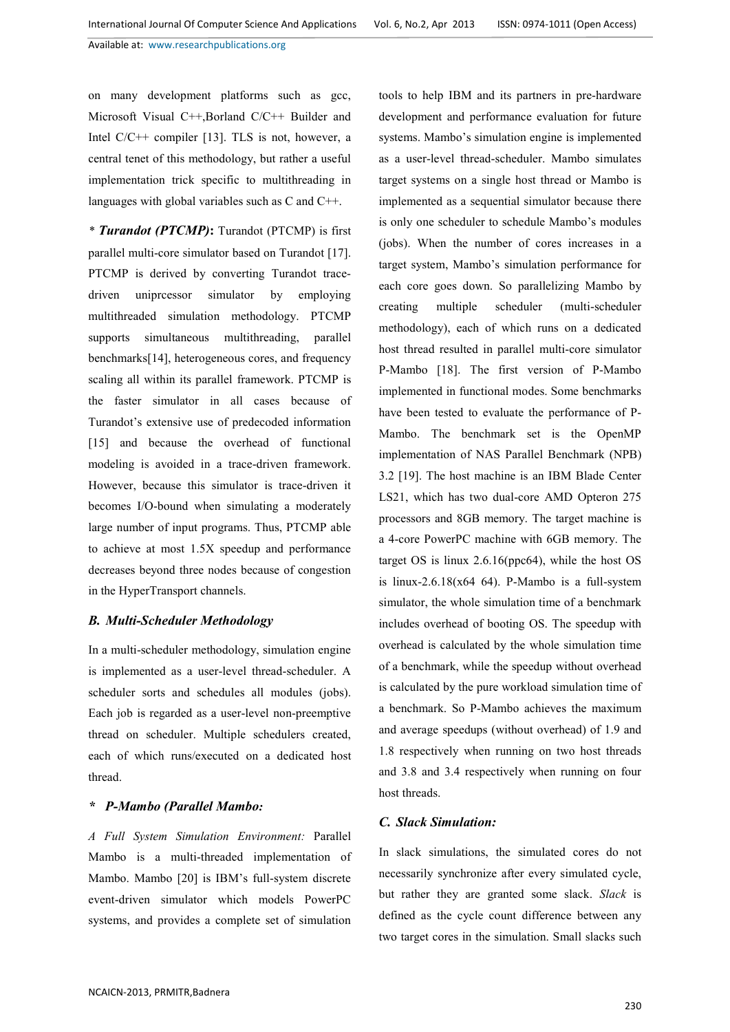on many development platforms such as gcc, Microsoft Visual C++,Borland C/C++ Builder and Intel C/C++ compiler [13]. TLS is not, however, a central tenet of this methodology, but rather a useful implementation trick specific to multithreading in languages with global variables such as C and C++.

* ***Turandot (PTCMP)*****:** Turandot (PTCMP) is first parallel multi-core simulator based on Turandot [17]. PTCMP is derived by converting Turandot trace-driven uniprcessor simulator by employing multithreaded simulation methodology. PTCMP supports simultaneous multithreading, parallel benchmarks[14], heterogeneous cores, and frequency scaling all within its parallel framework. PTCMP is the faster simulator in all cases because of Turandot's extensive use of predecoded information [15] and because the overhead of functional modeling is avoided in a trace-driven framework. However, because this simulator is trace-driven it becomes I/O-bound when simulating a moderately large number of input programs. Thus, PTCMP able to achieve at most 1.5X speedup and performance decreases beyond three nodes because of congestion in the HyperTransport channels.

### B. Multi-Scheduler Methodology

In a multi-scheduler methodology, simulation engine is implemented as a user-level thread-scheduler. A scheduler sorts and schedules all modules (jobs). Each job is regarded as a user-level non-preemptive thread on scheduler. Multiple schedulers created, each of which runs/executed on a dedicated host thread.

**\*** ***P-Mambo (Parallel Mambo:***

*A Full System Simulation Environment:* Parallel Mambo is a multi-threaded implementation of Mambo. Mambo [20] is IBM's full-system discrete event-driven simulator which models PowerPC systems, and provides a complete set of simulation tools to help IBM and its partners in pre-hardware development and performance evaluation for future systems. Mambo's simulation engine is implemented as a user-level thread-scheduler. Mambo simulates target systems on a single host thread or Mambo is implemented as a sequential simulator because there is only one scheduler to schedule Mambo's modules (jobs). When the number of cores increases in a target system, Mambo's simulation performance for each core goes down. So parallelizing Mambo by creating multiple scheduler (multi-scheduler methodology), each of which runs on a dedicated host thread resulted in parallel multi-core simulator P-Mambo [18]. The first version of P-Mambo implemented in functional modes. Some benchmarks have been tested to evaluate the performance of P-Mambo. The benchmark set is the OpenMP implementation of NAS Parallel Benchmark (NPB) 3.2 [19]. The host machine is an IBM Blade Center LS21, which has two dual-core AMD Opteron 275 processors and 8GB memory. The target machine is a 4-core PowerPC machine with 6GB memory. The target OS is linux 2.6.16(ppc64), while the host OS is linux-2.6.18(x64 64). P-Mambo is a full-system simulator, the whole simulation time of a benchmark includes overhead of booting OS. The speedup with overhead is calculated by the whole simulation time of a benchmark, while the speedup without overhead is calculated by the pure workload simulation time of a benchmark. So P-Mambo achieves the maximum and average speedups (without overhead) of 1.9 and 1.8 respectively when running on two host threads and 3.8 and 3.4 respectively when running on four host threads.

### C. Slack Simulation:

In slack simulations, the simulated cores do not necessarily synchronize after every simulated cycle, but rather they are granted some slack. *Slack* is defined as the cycle count difference between any two target cores in the simulation. Small slacks such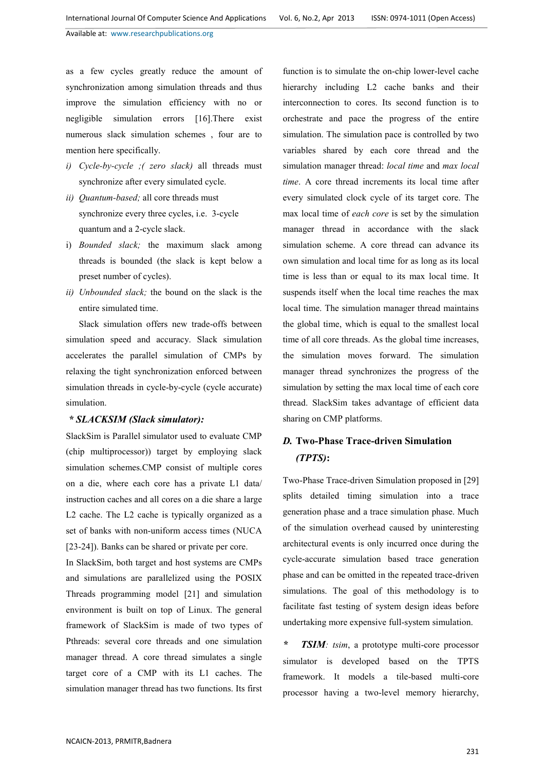as a few cycles greatly reduce the amount of synchronization among simulation threads and thus improve the simulation efficiency with no or negligible simulation errors [16].There exist numerous slack simulation schemes , four are to mention here specifically.

*i) Cycle-by-cycle ;( zero slack)* all threads must synchronize after every simulated cycle.

*ii) Quantum-based;* all core threads must synchronize every three cycles, i.e. 3-cycle quantum and a 2-cycle slack.

i) *Bounded slack;* the maximum slack among threads is bounded (the slack is kept below a preset number of cycles).

*ii) Unbounded slack;* the bound on the slack is the entire simulated time.

Slack simulation offers new trade-offs between simulation speed and accuracy. Slack simulation accelerates the parallel simulation of CMPs by relaxing the tight synchronization enforced between simulation threads in cycle-by-cycle (cycle accurate) simulation.

***\* SLACKSIM (Slack simulator):***

SlackSim is Parallel simulator used to evaluate CMP (chip multiprocessor)) target by employing slack simulation schemes.CMP consist of multiple cores on a die, where each core has a private L1 data/ instruction caches and all cores on a die share a large L2 cache. The L2 cache is typically organized as a set of banks with non-uniform access times (NUCA [23-24]). Banks can be shared or private per core.

In SlackSim, both target and host systems are CMPs and simulations are parallelized using the POSIX Threads programming model [21] and simulation environment is built on top of Linux. The general framework of SlackSim is made of two types of Pthreads: several core threads and one simulation manager thread. A core thread simulates a single target core of a CMP with its L1 caches. The simulation manager thread has two functions. Its first function is to simulate the on-chip lower-level cache hierarchy including L2 cache banks and their interconnection to cores. Its second function is to orchestrate and pace the progress of the entire simulation. The simulation pace is controlled by two variables shared by each core thread and the simulation manager thread: *local time* and *max local time*. A core thread increments its local time after every simulated clock cycle of its target core. The max local time of *each core* is set by the simulation manager thread in accordance with the slack simulation scheme. A core thread can advance its own simulation and local time for as long as its local time is less than or equal to its max local time. It suspends itself when the local time reaches the max local time. The simulation manager thread maintains the global time, which is equal to the smallest local time of all core threads. As the global time increases, the simulation moves forward. The simulation manager thread synchronizes the progress of the simulation by setting the max local time of each core thread. SlackSim takes advantage of efficient data sharing on CMP platforms.

### *D.* Two-Phase Trace-driven Simulation *(TPTS)*:

Two-Phase Trace-driven Simulation proposed in [29] splits detailed timing simulation into a trace generation phase and a trace simulation phase. Much of the simulation overhead caused by uninteresting architectural events is only incurred once during the cycle-accurate simulation based trace generation phase and can be omitted in the repeated trace-driven simulations. The goal of this methodology is to facilitate fast testing of system design ideas before undertaking more expensive full-system simulation.

*\* **TSIM**: tsim*, a prototype multi-core processor simulator is developed based on the TPTS framework. It models a tile-based multi-core processor having a two-level memory hierarchy,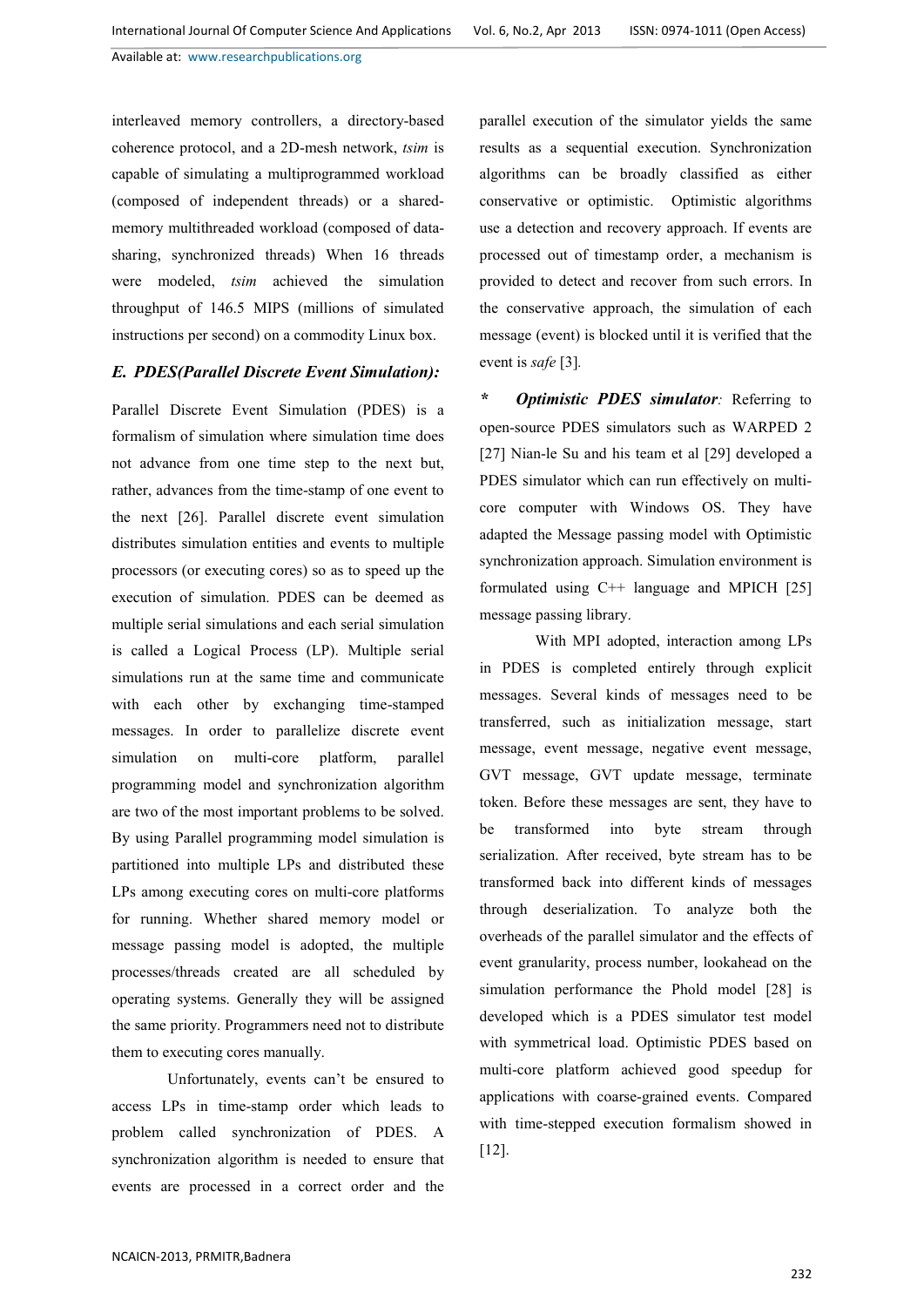interleaved memory controllers, a directory-based coherence protocol, and a 2D-mesh network, *tsim* is capable of simulating a multiprogrammed workload (composed of independent threads) or a shared-memory multithreaded workload (composed of data-sharing, synchronized threads) When 16 threads were modeled, *tsim* achieved the simulation throughput of 146.5 MIPS (millions of simulated instructions per second) on a commodity Linux box.

### *E. PDES(Parallel Discrete Event Simulation):*

Parallel Discrete Event Simulation (PDES) is a formalism of simulation where simulation time does not advance from one time step to the next but, rather, advances from the time-stamp of one event to the next [26]. Parallel discrete event simulation distributes simulation entities and events to multiple processors (or executing cores) so as to speed up the execution of simulation. PDES can be deemed as multiple serial simulations and each serial simulation is called a Logical Process (LP). Multiple serial simulations run at the same time and communicate with each other by exchanging time-stamped messages. In order to parallelize discrete event simulation on multi-core platform, parallel programming model and synchronization algorithm are two of the most important problems to be solved. By using Parallel programming model simulation is partitioned into multiple LPs and distributed these LPs among executing cores on multi-core platforms for running. Whether shared memory model or message passing model is adopted, the multiple processes/threads created are all scheduled by operating systems. Generally they will be assigned the same priority. Programmers need not to distribute them to executing cores manually.

Unfortunately, events can't be ensured to access LPs in time-stamp order which leads to problem called synchronization of PDES. A synchronization algorithm is needed to ensure that events are processed in a correct order and the parallel execution of the simulator yields the same results as a sequential execution. Synchronization algorithms can be broadly classified as either conservative or optimistic. Optimistic algorithms use a detection and recovery approach. If events are processed out of timestamp order, a mechanism is provided to detect and recover from such errors. In the conservative approach, the simulation of each message (event) is blocked until it is verified that the event is *safe* [3].

\* ***Optimistic PDES simulator****:* Referring to open-source PDES simulators such as WARPED 2 [27] Nian-le Su and his team et al [29] developed a PDES simulator which can run effectively on multi-core computer with Windows OS. They have adapted the Message passing model with Optimistic synchronization approach. Simulation environment is formulated using C++ language and MPICH [25] message passing library.

With MPI adopted, interaction among LPs in PDES is completed entirely through explicit messages. Several kinds of messages need to be transferred, such as initialization message, start message, event message, negative event message, GVT message, GVT update message, terminate token. Before these messages are sent, they have to be transformed into byte stream through serialization. After received, byte stream has to be transformed back into different kinds of messages through deserialization. To analyze both the overheads of the parallel simulator and the effects of event granularity, process number, lookahead on the simulation performance the Phold model [28] is developed which is a PDES simulator test model with symmetrical load. Optimistic PDES based on multi-core platform achieved good speedup for applications with coarse-grained events. Compared with time-stepped execution formalism showed in [12].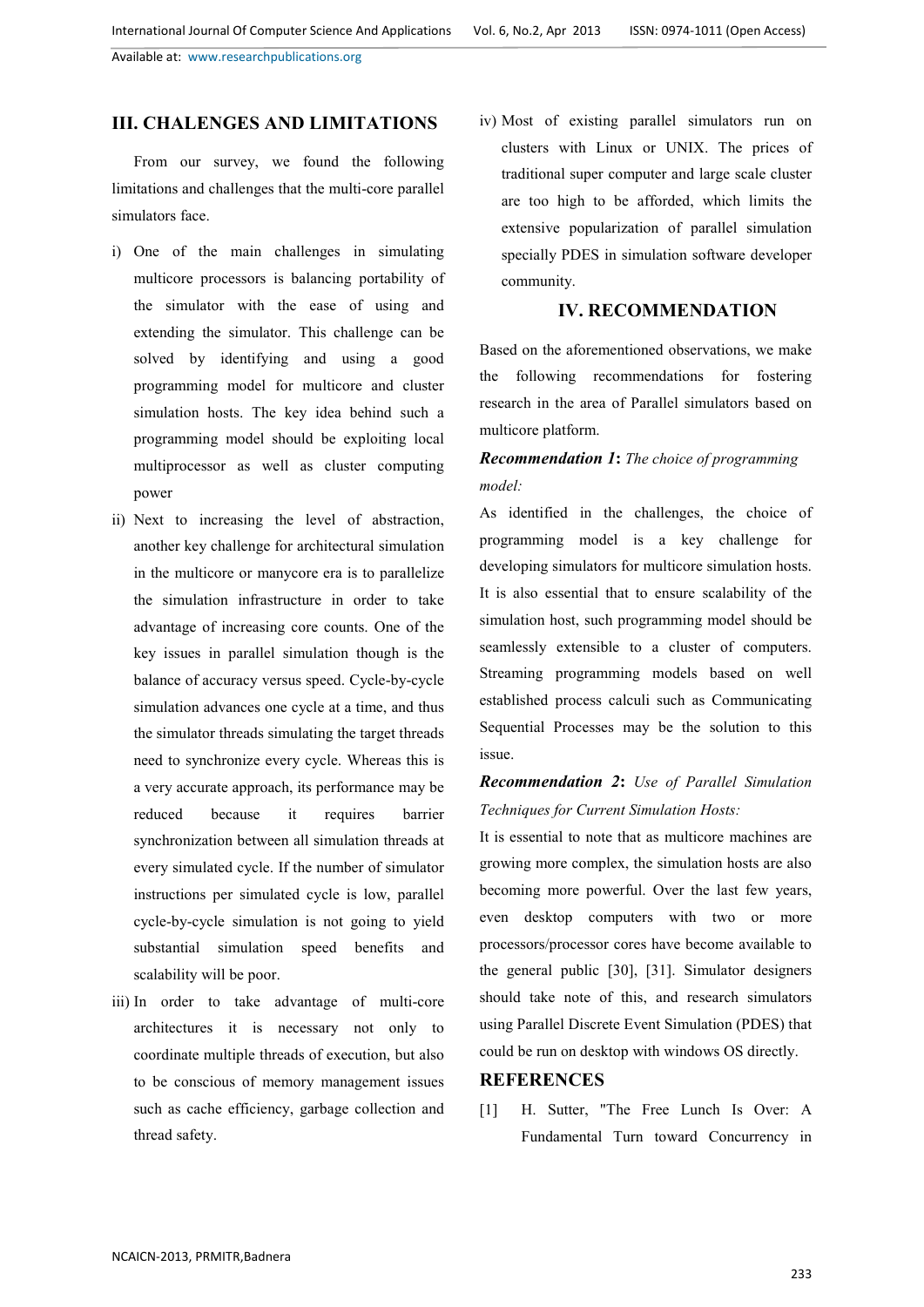## III. CHALENGES AND LIMITATIONS

From our survey, we found the following limitations and challenges that the multi-core parallel simulators face.

i) One of the main challenges in simulating multicore processors is balancing portability of the simulator with the ease of using and extending the simulator. This challenge can be solved by identifying and using a good programming model for multicore and cluster simulation hosts. The key idea behind such a programming model should be exploiting local multiprocessor as well as cluster computing power

ii) Next to increasing the level of abstraction, another key challenge for architectural simulation in the multicore or manycore era is to parallelize the simulation infrastructure in order to take advantage of increasing core counts. One of the key issues in parallel simulation though is the balance of accuracy versus speed. Cycle-by-cycle simulation advances one cycle at a time, and thus the simulator threads simulating the target threads need to synchronize every cycle. Whereas this is a very accurate approach, its performance may be reduced because it requires barrier synchronization between all simulation threads at every simulated cycle. If the number of simulator instructions per simulated cycle is low, parallel cycle-by-cycle simulation is not going to yield substantial simulation speed benefits and scalability will be poor.

iii) In order to take advantage of multi-core architectures it is necessary not only to coordinate multiple threads of execution, but also to be conscious of memory management issues such as cache efficiency, garbage collection and thread safety.

iv) Most of existing parallel simulators run on clusters with Linux or UNIX. The prices of traditional super computer and large scale cluster are too high to be afforded, which limits the extensive popularization of parallel simulation specially PDES in simulation software developer community.

## IV. RECOMMENDATION

Based on the aforementioned observations, we make the following recommendations for fostering research in the area of Parallel simulators based on multicore platform.

***Recommendation 1***: *The choice of programming model:*

As identified in the challenges, the choice of programming model is a key challenge for developing simulators for multicore simulation hosts. It is also essential that to ensure scalability of the simulation host, such programming model should be seamlessly extensible to a cluster of computers. Streaming programming models based on well established process calculi such as Communicating Sequential Processes may be the solution to this issue.

***Recommendation 2***: *Use of Parallel Simulation Techniques for Current Simulation Hosts:*

It is essential to note that as multicore machines are growing more complex, the simulation hosts are also becoming more powerful. Over the last few years, even desktop computers with two or more processors/processor cores have become available to the general public [30], [31]. Simulator designers should take note of this, and research simulators using Parallel Discrete Event Simulation (PDES) that could be run on desktop with windows OS directly.

## REFERENCES

[1] H. Sutter, "The Free Lunch Is Over: A Fundamental Turn toward Concurrency in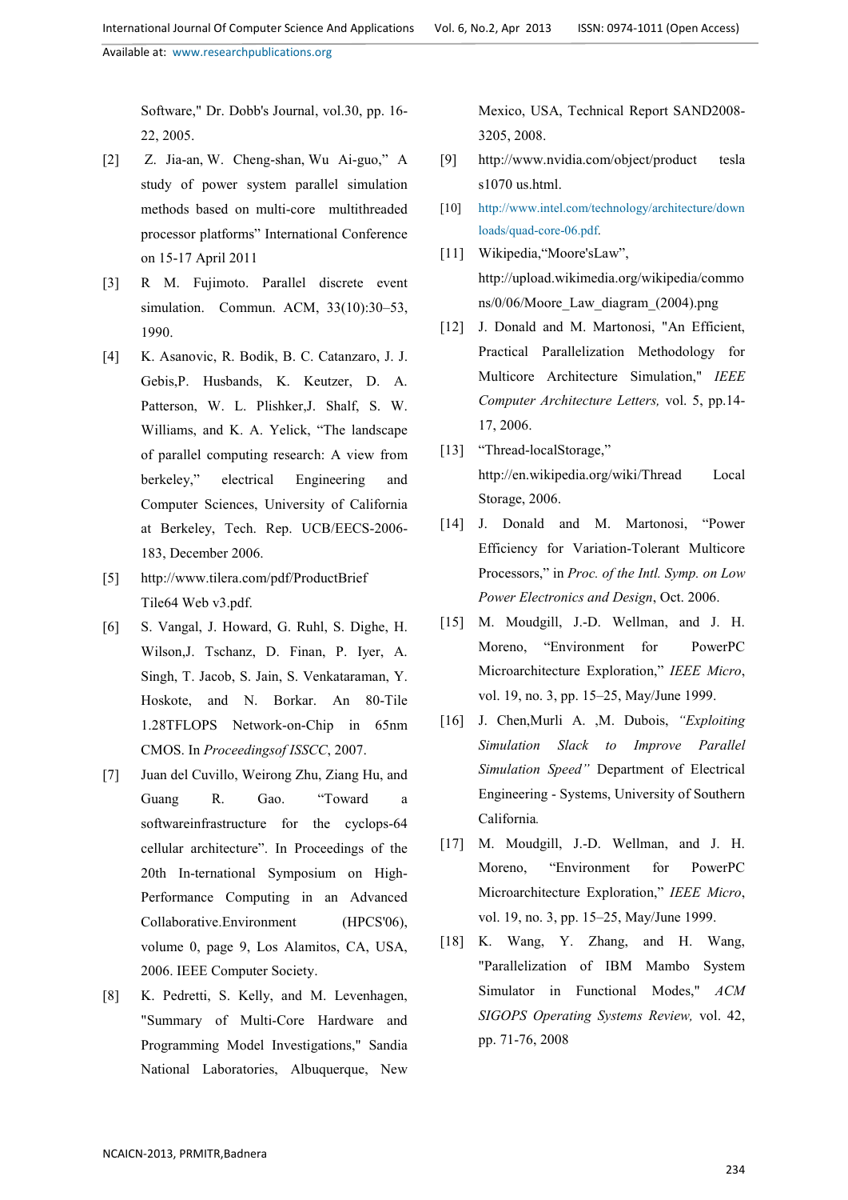Software," Dr. Dobb's Journal, vol.30, pp. 16-22, 2005.

[2] Z. Jia-an, W. Cheng-shan, Wu Ai-guo," A study of power system parallel simulation methods based on multi-core multithreaded processor platforms" International Conference on 15-17 April 2011

[3] R M. Fujimoto. Parallel discrete event simulation. Commun. ACM, 33(10):30–53, 1990.

[4] K. Asanovic, R. Bodik, B. C. Catanzaro, J. J. Gebis,P. Husbands, K. Keutzer, D. A. Patterson, W. L. Plishker,J. Shalf, S. W. Williams, and K. A. Yelick, "The landscape of parallel computing research: A view from berkeley," electrical Engineering and Computer Sciences, University of California at Berkeley, Tech. Rep. UCB/EECS-2006-183, December 2006.

[5] http://www.tilera.com/pdf/ProductBrief Tile64 Web v3.pdf.

[6] S. Vangal, J. Howard, G. Ruhl, S. Dighe, H. Wilson,J. Tschanz, D. Finan, P. Iyer, A. Singh, T. Jacob, S. Jain, S. Venkataraman, Y. Hoskote, and N. Borkar. An 80-Tile 1.28TFLOPS Network-on-Chip in 65nm CMOS. In *Proceedingsof ISSCC*, 2007.

[7] Juan del Cuvillo, Weirong Zhu, Ziang Hu, and Guang R. Gao. "Toward a softwareinfrastructure for the cyclops-64 cellular architecture". In Proceedings of the 20th In-ternational Symposium on High-Performance Computing in an Advanced Collaborative.Environment (HPCS'06), volume 0, page 9, Los Alamitos, CA, USA, 2006. IEEE Computer Society.

[8] K. Pedretti, S. Kelly, and M. Levenhagen, "Summary of Multi-Core Hardware and Programming Model Investigations," Sandia National Laboratories, Albuquerque, New Mexico, USA, Technical Report SAND2008-3205, 2008.

[9] http://www.nvidia.com/object/product tesla s1070 us.html.

[10] http://www.intel.com/technology/architecture/downloads/quad-core-06.pdf.

[11] Wikipedia,"Moore'sLaw", http://upload.wikimedia.org/wikipedia/commons/0/06/Moore_Law_diagram_(2004).png

[12] J. Donald and M. Martonosi, "An Efficient, Practical Parallelization Methodology for Multicore Architecture Simulation," *IEEE Computer Architecture Letters,* vol. 5, pp.14-17, 2006.

[13] "Thread-localStorage," http://en.wikipedia.org/wiki/Thread Local Storage, 2006.

[14] J. Donald and M. Martonosi, "Power Efficiency for Variation-Tolerant Multicore Processors," in *Proc. of the Intl. Symp. on Low Power Electronics and Design*, Oct. 2006.

[15] M. Moudgill, J.-D. Wellman, and J. H. Moreno, "Environment for PowerPC Microarchitecture Exploration," *IEEE Micro*, vol. 19, no. 3, pp. 15–25, May/June 1999.

[16] J. Chen,Murli A. ,M. Dubois, *"Exploiting Simulation Slack to Improve Parallel Simulation Speed"* Department of Electrical Engineering - Systems, University of Southern California.

[17] M. Moudgill, J.-D. Wellman, and J. H. Moreno, "Environment for PowerPC Microarchitecture Exploration," *IEEE Micro*, vol. 19, no. 3, pp. 15–25, May/June 1999.

[18] K. Wang, Y. Zhang, and H. Wang, "Parallelization of IBM Mambo System Simulator in Functional Modes," *ACM SIGOPS Operating Systems Review,* vol. 42, pp. 71-76, 2008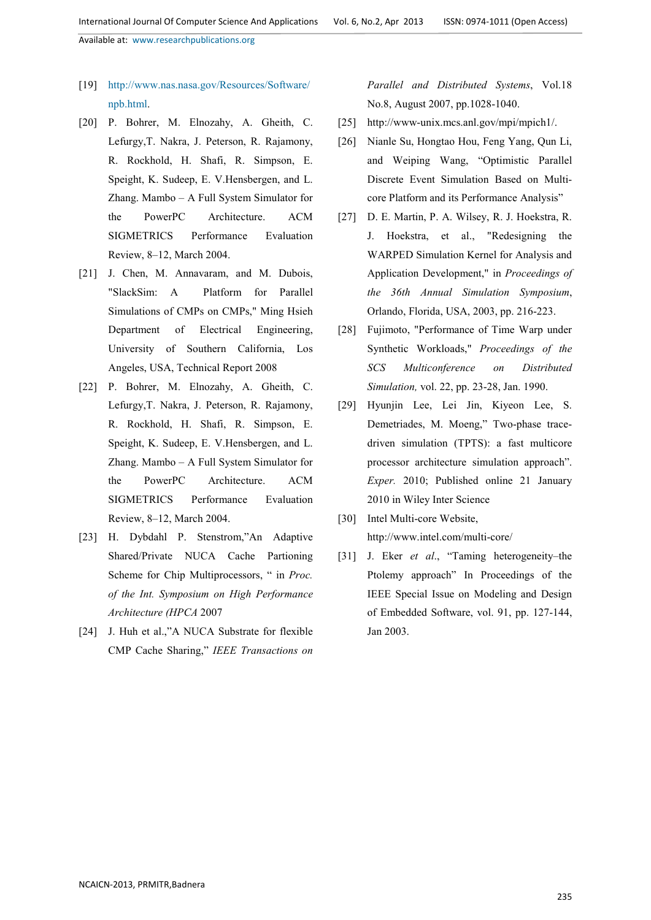[19] http://www.nas.nasa.gov/Resources/Software/npb.html.

[20] P. Bohrer, M. Elnozahy, A. Gheith, C. Lefurgy,T. Nakra, J. Peterson, R. Rajamony, R. Rockhold, H. Shafi, R. Simpson, E. Speight, K. Sudeep, E. V.Hensbergen, and L. Zhang. Mambo – A Full System Simulator for the PowerPC Architecture. ACM SIGMETRICS Performance Evaluation Review, 8–12, March 2004.

[21] J. Chen, M. Annavaram, and M. Dubois, "SlackSim: A Platform for Parallel Simulations of CMPs on CMPs," Ming Hsieh Department of Electrical Engineering, University of Southern California, Los Angeles, USA, Technical Report 2008

[22] P. Bohrer, M. Elnozahy, A. Gheith, C. Lefurgy,T. Nakra, J. Peterson, R. Rajamony, R. Rockhold, H. Shafi, R. Simpson, E. Speight, K. Sudeep, E. V.Hensbergen, and L. Zhang. Mambo – A Full System Simulator for the PowerPC Architecture. ACM SIGMETRICS Performance Evaluation Review, 8–12, March 2004.

[23] H. Dybdahl P. Stenstrom,"An Adaptive Shared/Private NUCA Cache Partioning Scheme for Chip Multiprocessors, " in *Proc. of the Int. Symposium on High Performance Architecture (HPCA* 2007

[24] J. Huh et al.,"A NUCA Substrate for flexible CMP Cache Sharing," *IEEE Transactions on Parallel and Distributed Systems*, Vol.18 No.8, August 2007, pp.1028-1040.

[25] http://www-unix.mcs.anl.gov/mpi/mpich1/.

[26] Nianle Su, Hongtao Hou, Feng Yang, Qun Li, and Weiping Wang, "Optimistic Parallel Discrete Event Simulation Based on Multi-core Platform and its Performance Analysis"

[27] D. E. Martin, P. A. Wilsey, R. J. Hoekstra, R. J. Hoekstra, et al., "Redesigning the WARPED Simulation Kernel for Analysis and Application Development," in *Proceedings of the 36th Annual Simulation Symposium*, Orlando, Florida, USA, 2003, pp. 216-223.

[28] Fujimoto, "Performance of Time Warp under Synthetic Workloads," *Proceedings of the SCS Multiconference on Distributed Simulation,* vol. 22, pp. 23-28, Jan. 1990.

[29] Hyunjin Lee, Lei Jin, Kiyeon Lee, S. Demetriades, M. Moeng," Two-phase trace-driven simulation (TPTS): a fast multicore processor architecture simulation approach". *Exper.* 2010; Published online 21 January 2010 in Wiley Inter Science

[30] Intel Multi-core Website, http://www.intel.com/multi-core/

[31] J. Eker *et al*., "Taming heterogeneity–the Ptolemy approach" In Proceedings of the IEEE Special Issue on Modeling and Design of Embedded Software, vol. 91, pp. 127-144, Jan 2003.